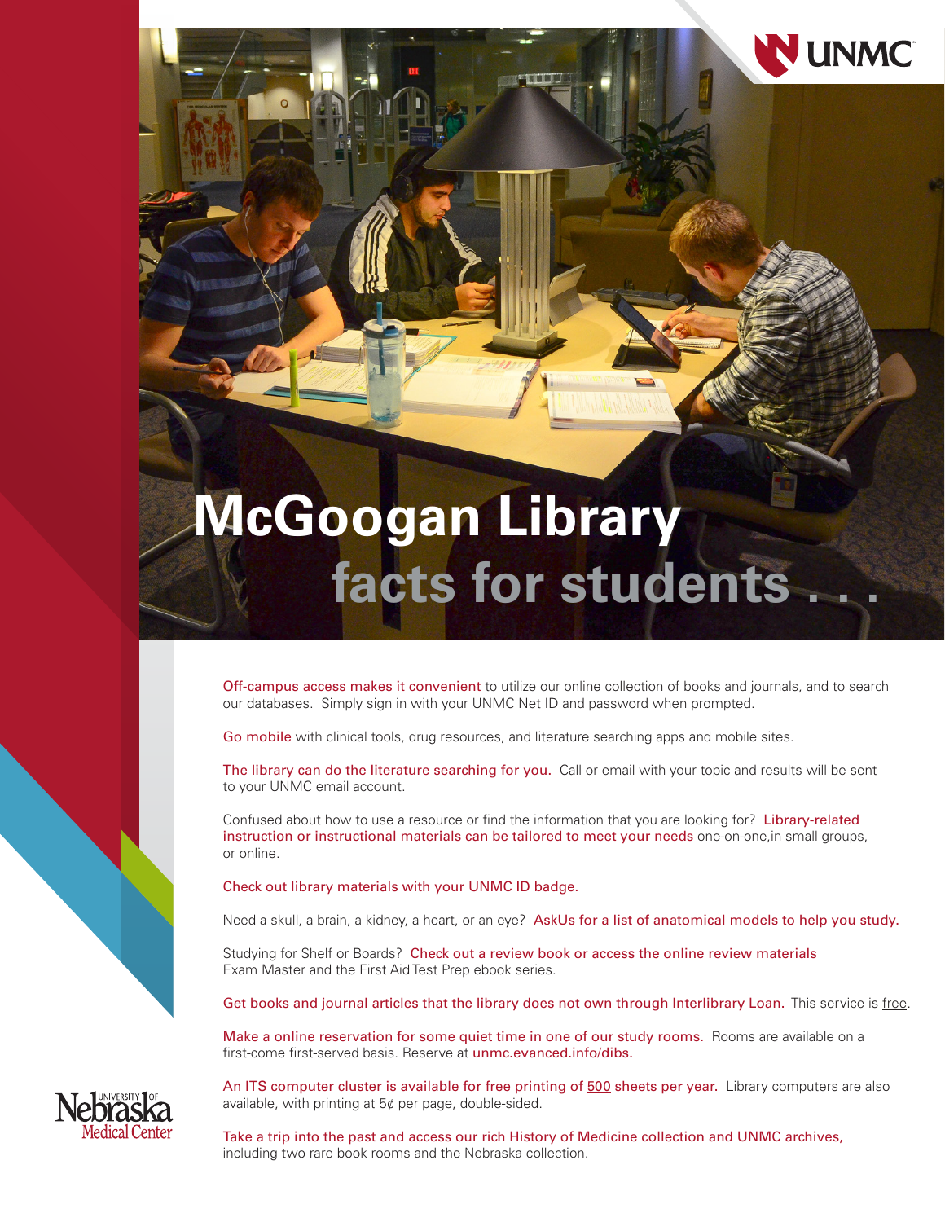# McGoogan Library facts for students . . .

Off-campus access makes it convenient to utilize our online collection of books and journals, and to search our databases. Simply sign in with your UNMC Net ID and password when prompted.

Go mobile with clinical tools, drug resources, and literature searching apps and mobile sites.

The library can do the literature searching for you. Call or email with your topic and results will be sent to your UNMC email account.

Confused about how to use a resource or find the information that you are looking for? Library-related instruction or instructional materials can be tailored to meet your needs one-on-one,in small groups, or online.

Check out library materials with your UNMC ID badge.

Need a skull, a brain, a kidney, a heart, or an eye? AskUs for a list of anatomical models to help you study.

Studying for Shelf or Boards? Check out a review book or access the online review materials Exam Master and the First Aid Test Prep ebook series.

Get books and journal articles that the library does not own through Interlibrary Loan. This service is free.

Make a online reservation for some quiet time in one of our study rooms. Rooms are available on a first-come first-served basis. Reserve at unmc.evanced.info/dibs.

An ITS computer cluster is available for free printing of 500 sheets per year. Library computers are also available, with printing at 5¢ per page, double-sided.

Take a trip into the past and access our rich History of Medicine collection and UNMC archives, including two rare book rooms and the Nebraska collection.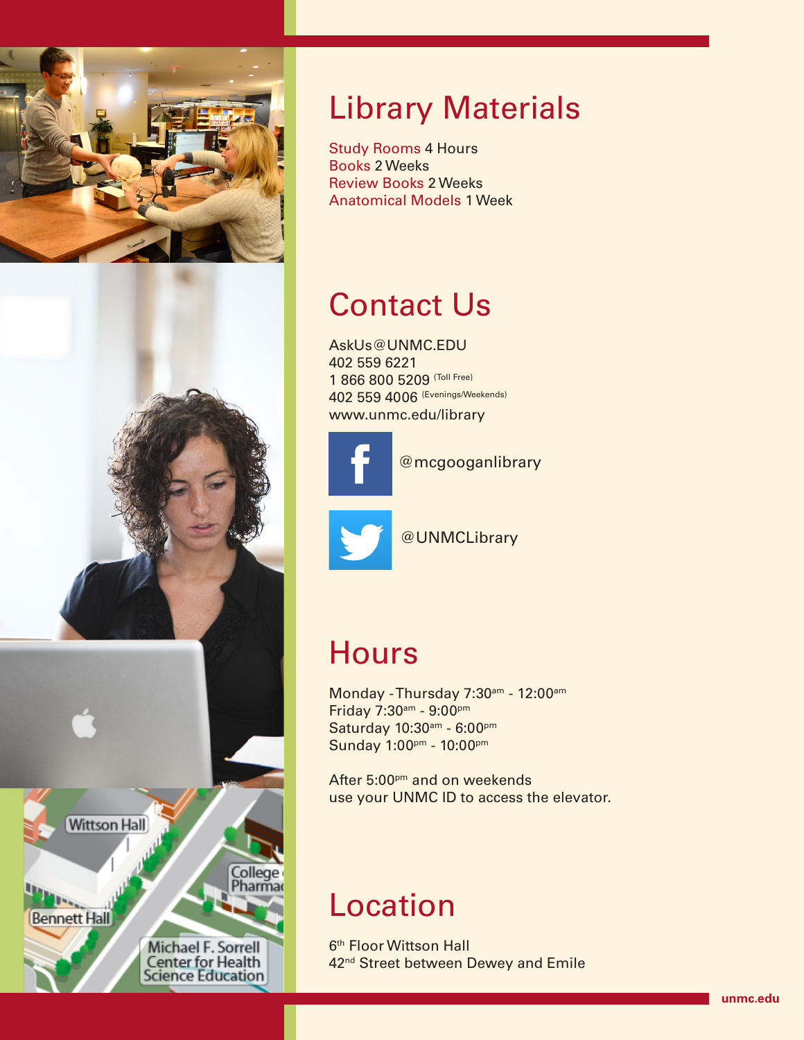# Library Materials

Study Rooms 4 Hours
Books 2 Weeks
Review Books 2 Weeks
Anatomical Models 1 Week

# Contact Us

AskUs@UNMC.EDU
402 559 6221
1 866 800 5209 (Toll Free)
402 559 4006 (Evenings/Weekends)
www.unmc.edu/library

@mcgooganlibrary

@UNMCLibrary

# Hours

Monday - Thursday 7:30am - 12:00am
Friday 7:30am - 9:00pm
Saturday 10:30am - 6:00pm
Sunday 1:00pm - 10:00pm

After 5:00pm and on weekends
use your UNMC ID to access the elevator.

# Location

6th Floor Wittson Hall
42nd Street between Dewey and Emile

Wittson Hall
Bennett Hall
College of Pharmacy
Michael F. Sorrell Center for Health Science Education